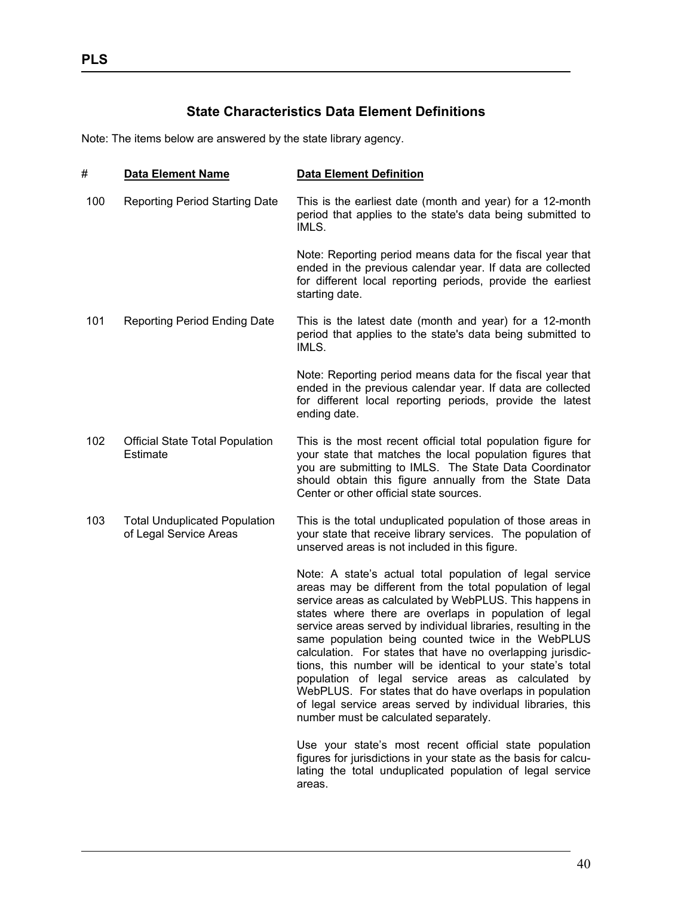## State Characteristics Data Element Definitions

Note: The items below are answered by the state library agency.

| # | Data Element Name | Data Element Definition |
| --- | --- | --- |
| 100 | Reporting Period Starting Date | This is the earliest date (month and year) for a 12-month period that applies to the state's data being submitted to IMLS.<br><br>Note: Reporting period means data for the fiscal year that ended in the previous calendar year. If data are collected for different local reporting periods, provide the earliest starting date. |
| 101 | Reporting Period Ending Date | This is the latest date (month and year) for a 12-month period that applies to the state's data being submitted to IMLS.<br><br>Note: Reporting period means data for the fiscal year that ended in the previous calendar year. If data are collected for different local reporting periods, provide the latest ending date. |
| 102 | Official State Total Population Estimate | This is the most recent official total population figure for your state that matches the local population figures that you are submitting to IMLS. The State Data Coordinator should obtain this figure annually from the State Data Center or other official state sources. |
| 103 | Total Unduplicated Population of Legal Service Areas | This is the total unduplicated population of those areas in your state that receive library services. The population of unserved areas is not included in this figure.<br><br>Note: A state's actual total population of legal service areas may be different from the total population of legal service areas as calculated by WebPLUS. This happens in states where there are overlaps in population of legal service areas served by individual libraries, resulting in the same population being counted twice in the WebPLUS calculation. For states that have no overlapping jurisdictions, this number will be identical to your state's total population of legal service areas as calculated by WebPLUS. For states that do have overlaps in population of legal service areas served by individual libraries, this number must be calculated separately.<br><br>Use your state's most recent official state population figures for jurisdictions in your state as the basis for calculating the total unduplicated population of legal service areas. |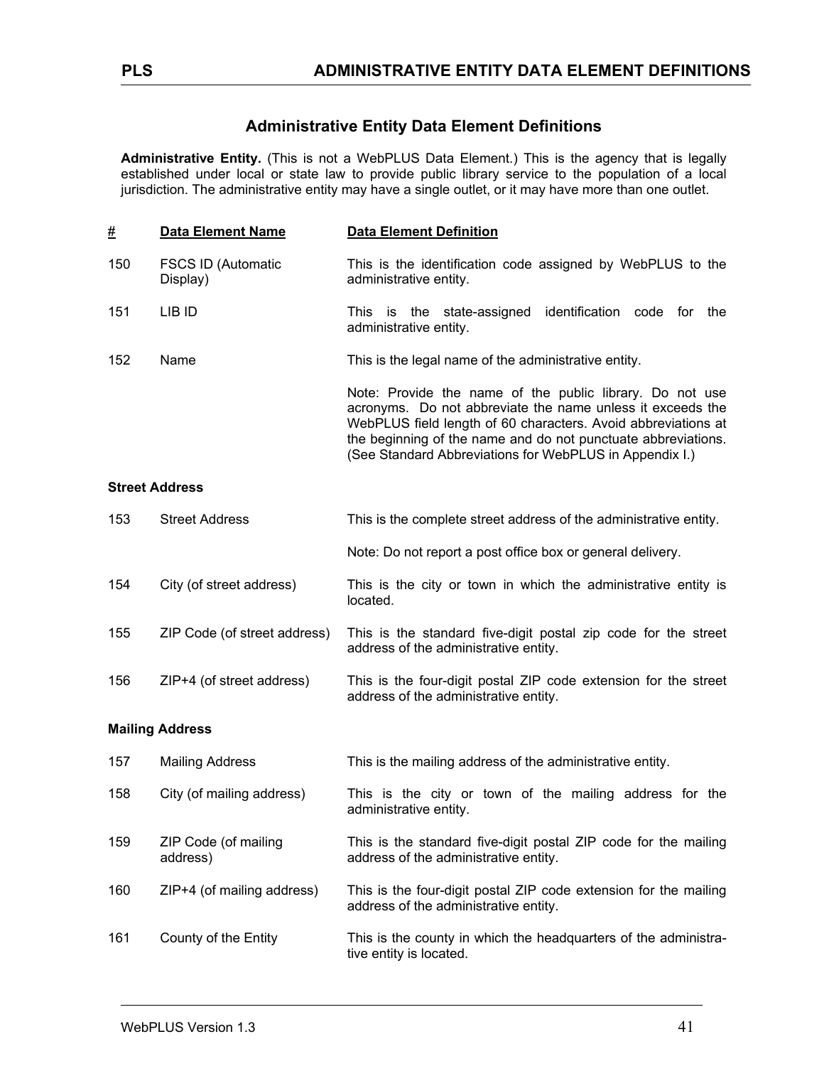## Administrative Entity Data Element Definitions

**Administrative Entity.** (This is not a WebPLUS Data Element.) This is the agency that is legally established under local or state law to provide public library service to the population of a local jurisdiction. The administrative entity may have a single outlet, or it may have more than one outlet.

| # | Data Element Name | Data Element Definition |
|---|---|---|
| 150 | FSCS ID (Automatic Display) | This is the identification code assigned by WebPLUS to the administrative entity. |
| 151 | LIB ID | This is the state-assigned identification code for the administrative entity. |
| 152 | Name | This is the legal name of the administrative entity.<br><br>Note: Provide the name of the public library. Do not use acronyms. Do not abbreviate the name unless it exceeds the WebPLUS field length of 60 characters. Avoid abbreviations at the beginning of the name and do not punctuate abbreviations. (See Standard Abbreviations for WebPLUS in Appendix I.) |
| **Street Address** | | |
| 153 | Street Address | This is the complete street address of the administrative entity.<br><br>Note: Do not report a post office box or general delivery. |
| 154 | City (of street address) | This is the city or town in which the administrative entity is located. |
| 155 | ZIP Code (of street address) | This is the standard five-digit postal zip code for the street address of the administrative entity. |
| 156 | ZIP+4 (of street address) | This is the four-digit postal ZIP code extension for the street address of the administrative entity. |
| **Mailing Address** | | |
| 157 | Mailing Address | This is the mailing address of the administrative entity. |
| 158 | City (of mailing address) | This is the city or town of the mailing address for the administrative entity. |
| 159 | ZIP Code (of mailing address) | This is the standard five-digit postal ZIP code for the mailing address of the administrative entity. |
| 160 | ZIP+4 (of mailing address) | This is the four-digit postal ZIP code extension for the mailing address of the administrative entity. |
| 161 | County of the Entity | This is the county in which the headquarters of the administrative entity is located. |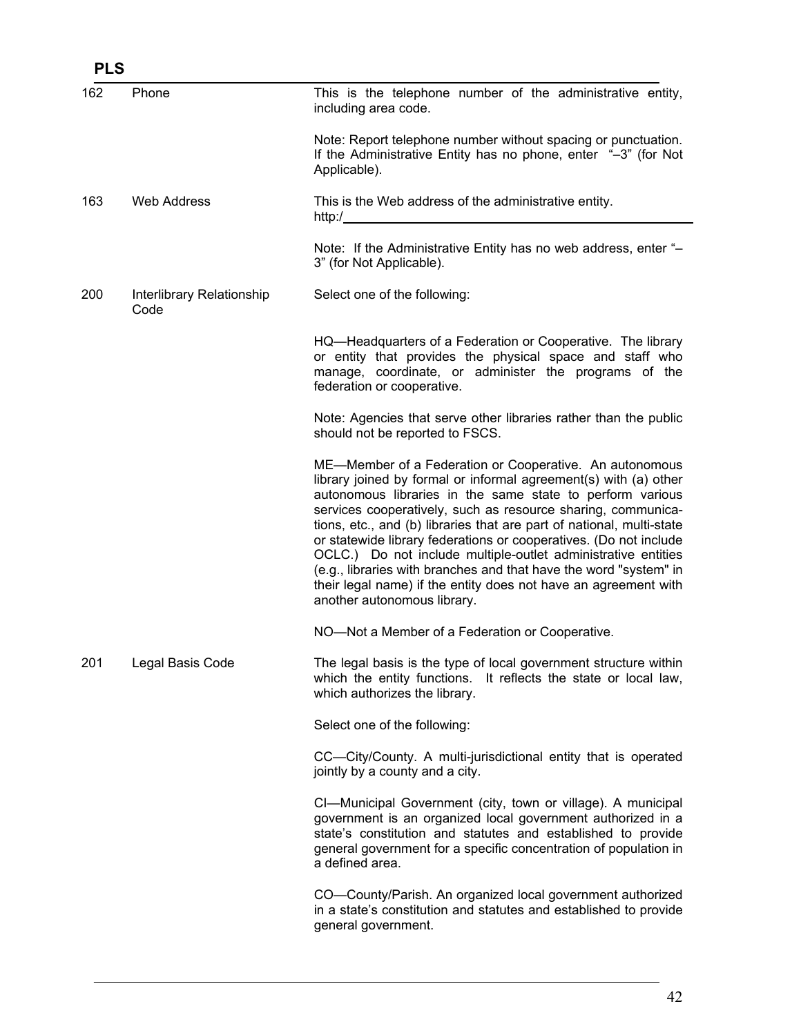| Item | Name | Definition |
|---|---|---|
| 162 | Phone | This is the telephone number of the administrative entity, including area code.<br><br>Note: Report telephone number without spacing or punctuation. If the Administrative Entity has no phone, enter "–3" (for Not Applicable). |
| 163 | Web Address | This is the Web address of the administrative entity.<br>http:/______________________________<br><br>Note: If the Administrative Entity has no web address, enter "–3" (for Not Applicable). |
| 200 | Interlibrary Relationship Code | Select one of the following:<br><br>HQ—Headquarters of a Federation or Cooperative. The library or entity that provides the physical space and staff who manage, coordinate, or administer the programs of the federation or cooperative.<br><br>Note: Agencies that serve other libraries rather than the public should not be reported to FSCS.<br><br>ME—Member of a Federation or Cooperative. An autonomous library joined by formal or informal agreement(s) with (a) other autonomous libraries in the same state to perform various services cooperatively, such as resource sharing, communications, etc., and (b) libraries that are part of national, multi-state or statewide library federations or cooperatives. (Do not include OCLC.) Do not include multiple-outlet administrative entities (e.g., libraries with branches and that have the word "system" in their legal name) if the entity does not have an agreement with another autonomous library.<br><br>NO—Not a Member of a Federation or Cooperative. |
| 201 | Legal Basis Code | The legal basis is the type of local government structure within which the entity functions. It reflects the state or local law, which authorizes the library.<br><br>Select one of the following:<br><br>CC—City/County. A multi-jurisdictional entity that is operated jointly by a county and a city.<br><br>CI—Municipal Government (city, town or village). A municipal government is an organized local government authorized in a state's constitution and statutes and established to provide general government for a specific concentration of population in a defined area.<br><br>CO—County/Parish. An organized local government authorized in a state's constitution and statutes and established to provide general government. |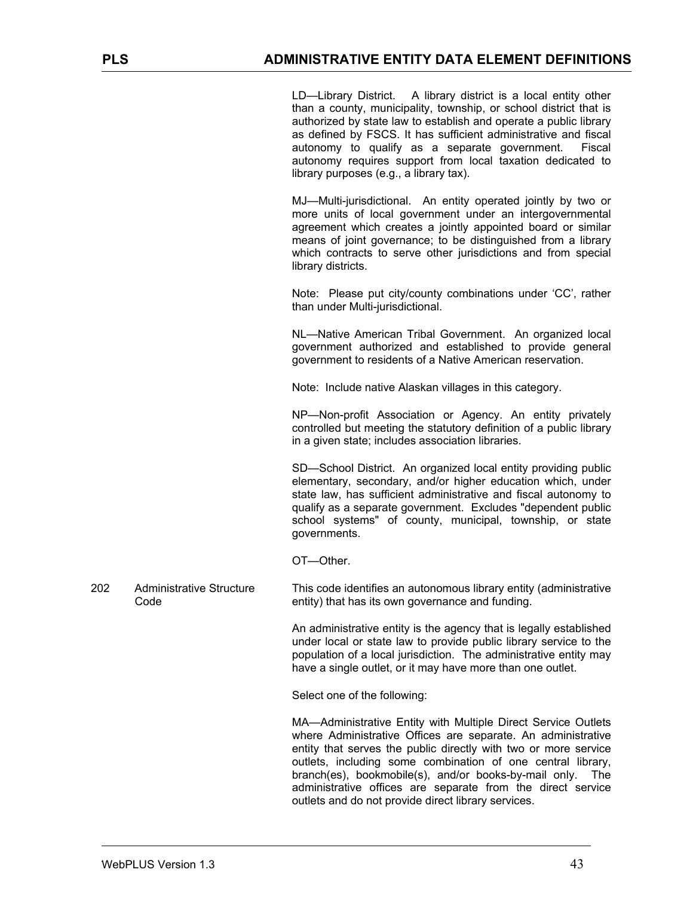LD—Library District. A library district is a local entity other than a county, municipality, township, or school district that is authorized by state law to establish and operate a public library as defined by FSCS. It has sufficient administrative and fiscal autonomy to qualify as a separate government. Fiscal autonomy requires support from local taxation dedicated to library purposes (e.g., a library tax).

MJ—Multi-jurisdictional. An entity operated jointly by two or more units of local government under an intergovernmental agreement which creates a jointly appointed board or similar means of joint governance; to be distinguished from a library which contracts to serve other jurisdictions and from special library districts.

Note: Please put city/county combinations under 'CC', rather than under Multi-jurisdictional.

NL—Native American Tribal Government. An organized local government authorized and established to provide general government to residents of a Native American reservation.

Note: Include native Alaskan villages in this category.

NP—Non-profit Association or Agency. An entity privately controlled but meeting the statutory definition of a public library in a given state; includes association libraries.

SD—School District. An organized local entity providing public elementary, secondary, and/or higher education which, under state law, has sufficient administrative and fiscal autonomy to qualify as a separate government. Excludes "dependent public school systems" of county, municipal, township, or state governments.

OT—Other.

**202 Administrative Structure Code**

This code identifies an autonomous library entity (administrative entity) that has its own governance and funding.

An administrative entity is the agency that is legally established under local or state law to provide public library service to the population of a local jurisdiction. The administrative entity may have a single outlet, or it may have more than one outlet.

Select one of the following:

MA—Administrative Entity with Multiple Direct Service Outlets where Administrative Offices are separate. An administrative entity that serves the public directly with two or more service outlets, including some combination of one central library, branch(es), bookmobile(s), and/or books-by-mail only. The administrative offices are separate from the direct service outlets and do not provide direct library services.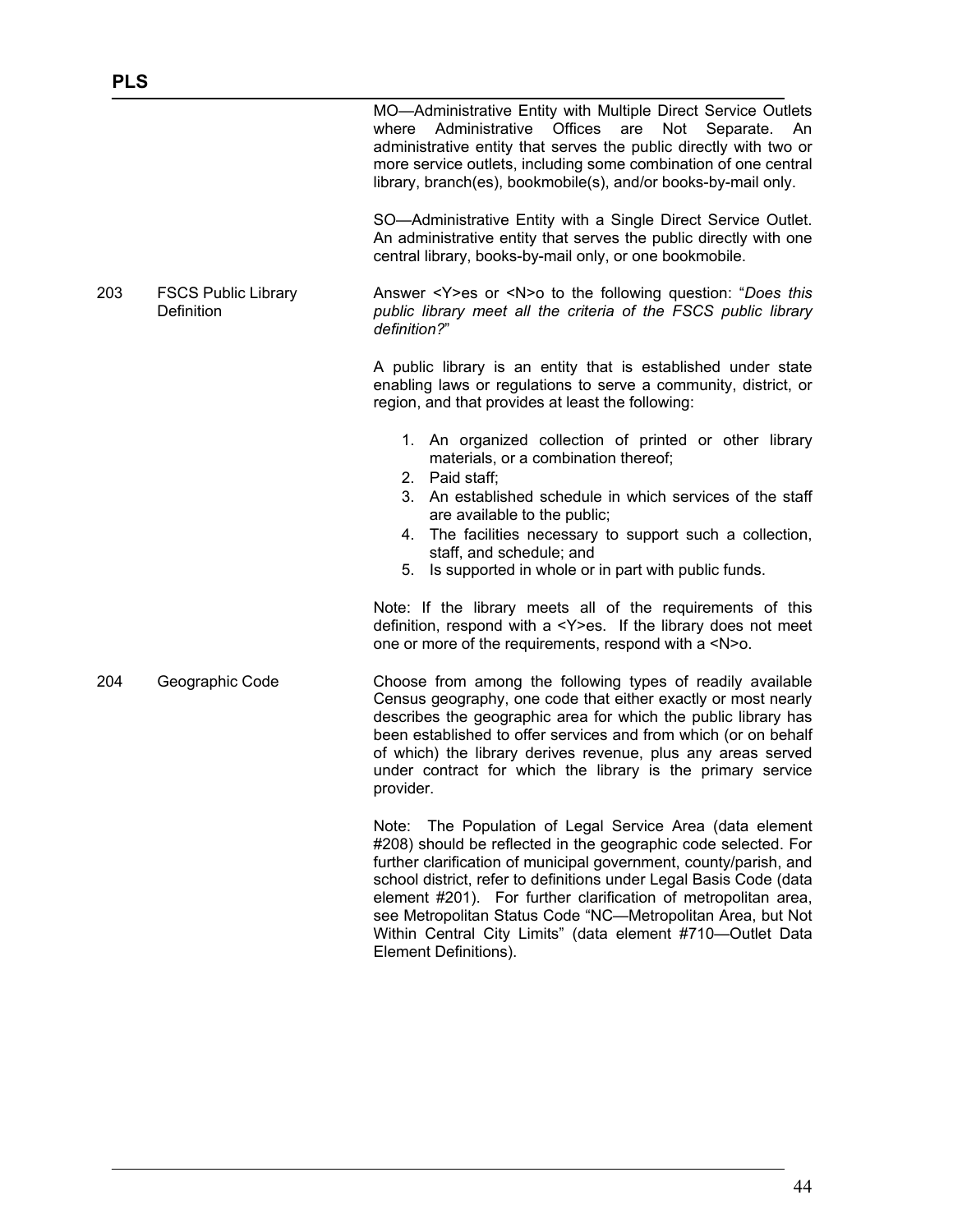MO—Administrative Entity with Multiple Direct Service Outlets where Administrative Offices are Not Separate. An administrative entity that serves the public directly with two or more service outlets, including some combination of one central library, branch(es), bookmobile(s), and/or books-by-mail only.

SO—Administrative Entity with a Single Direct Service Outlet. An administrative entity that serves the public directly with one central library, books-by-mail only, or one bookmobile.

203 FSCS Public Library Definition

Answer <Y>es or <N>o to the following question: "*Does this public library meet all the criteria of the FSCS public library definition?*"

A public library is an entity that is established under state enabling laws or regulations to serve a community, district, or region, and that provides at least the following:

1. An organized collection of printed or other library materials, or a combination thereof;
2. Paid staff;
3. An established schedule in which services of the staff are available to the public;
4. The facilities necessary to support such a collection, staff, and schedule; and
5. Is supported in whole or in part with public funds.

Note: If the library meets all of the requirements of this definition, respond with a <Y>es. If the library does not meet one or more of the requirements, respond with a <N>o.

204 Geographic Code

Choose from among the following types of readily available Census geography, one code that either exactly or most nearly describes the geographic area for which the public library has been established to offer services and from which (or on behalf of which) the library derives revenue, plus any areas served under contract for which the library is the primary service provider.

Note: The Population of Legal Service Area (data element #208) should be reflected in the geographic code selected. For further clarification of municipal government, county/parish, and school district, refer to definitions under Legal Basis Code (data element #201). For further clarification of metropolitan area, see Metropolitan Status Code "NC—Metropolitan Area, but Not Within Central City Limits" (data element #710—Outlet Data Element Definitions).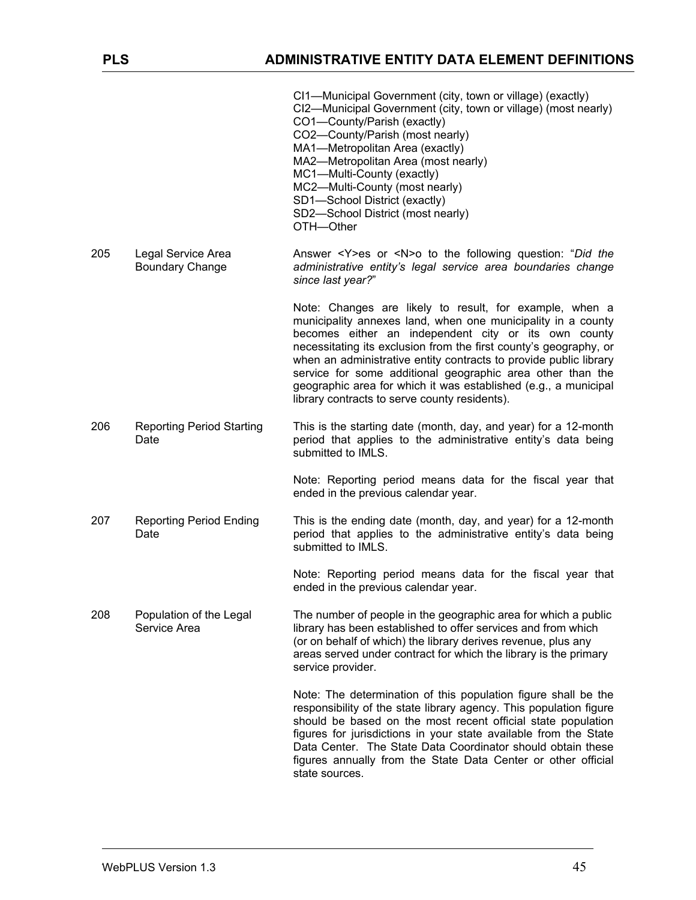| | | |
|---|---|---|
| | | CI1—Municipal Government (city, town or village) (exactly)<br>CI2—Municipal Government (city, town or village) (most nearly)<br>CO1—County/Parish (exactly)<br>CO2—County/Parish (most nearly)<br>MA1—Metropolitan Area (exactly)<br>MA2—Metropolitan Area (most nearly)<br>MC1—Multi-County (exactly)<br>MC2—Multi-County (most nearly)<br>SD1—School District (exactly)<br>SD2—School District (most nearly)<br>OTH—Other |
| 205 | Legal Service Area Boundary Change | Answer <Y>es or <N>o to the following question: "*Did the administrative entity's legal service area boundaries change since last year?*"<br><br>Note: Changes are likely to result, for example, when a municipality annexes land, when one municipality in a county becomes either an independent city or its own county necessitating its exclusion from the first county's geography, or when an administrative entity contracts to provide public library service for some additional geographic area other than the geographic area for which it was established (e.g., a municipal library contracts to serve county residents). |
| 206 | Reporting Period Starting Date | This is the starting date (month, day, and year) for a 12-month period that applies to the administrative entity's data being submitted to IMLS.<br><br>Note: Reporting period means data for the fiscal year that ended in the previous calendar year. |
| 207 | Reporting Period Ending Date | This is the ending date (month, day, and year) for a 12-month period that applies to the administrative entity's data being submitted to IMLS.<br><br>Note: Reporting period means data for the fiscal year that ended in the previous calendar year. |
| 208 | Population of the Legal Service Area | The number of people in the geographic area for which a public library has been established to offer services and from which (or on behalf of which) the library derives revenue, plus any areas served under contract for which the library is the primary service provider.<br><br>Note: The determination of this population figure shall be the responsibility of the state library agency. This population figure should be based on the most recent official state population figures for jurisdictions in your state available from the State Data Center. The State Data Coordinator should obtain these figures annually from the State Data Center or other official state sources. |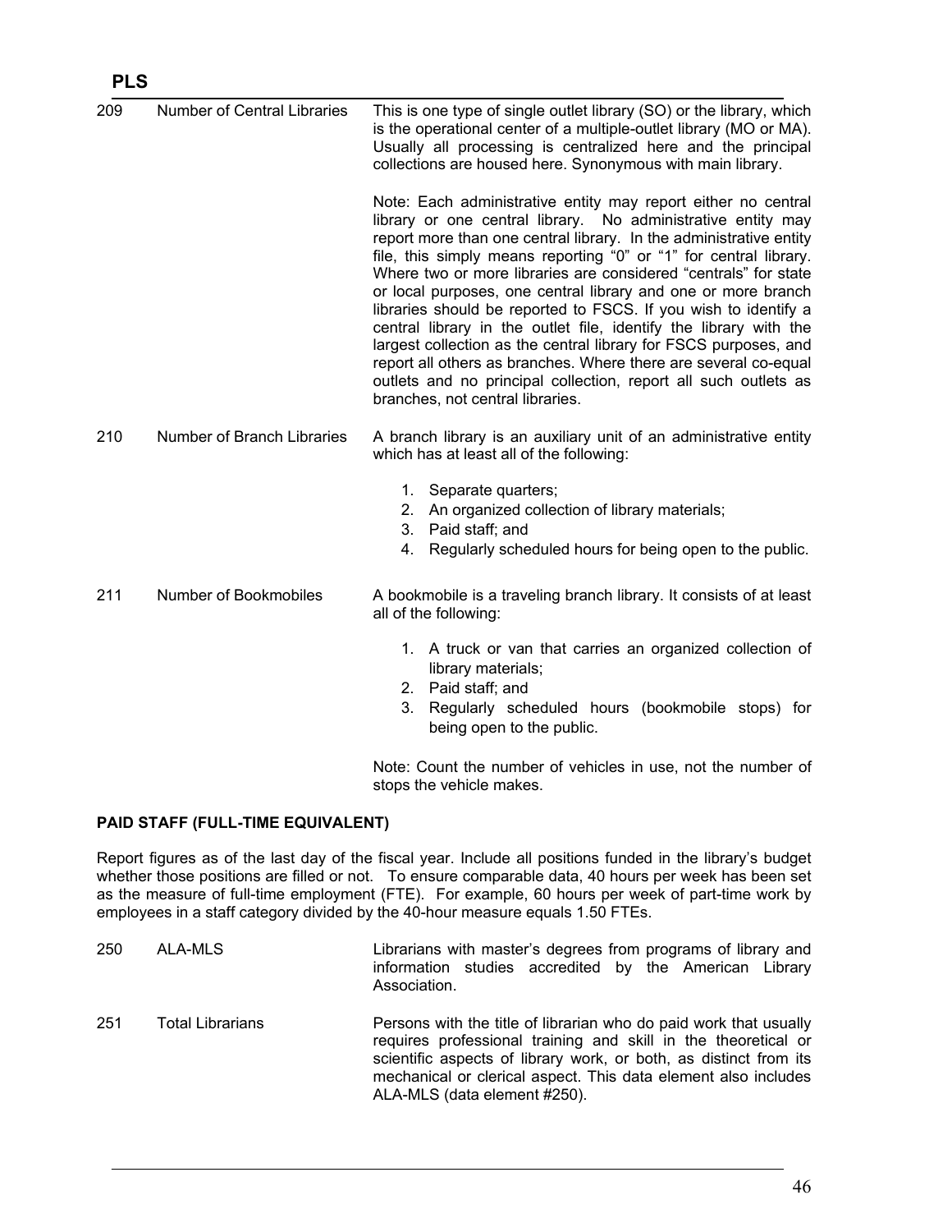| | | |
|---|---|---|
| 209 | Number of Central Libraries | This is one type of single outlet library (SO) or the library, which is the operational center of a multiple-outlet library (MO or MA). Usually all processing is centralized here and the principal collections are housed here. Synonymous with main library.<br><br>Note: Each administrative entity may report either no central library or one central library. No administrative entity may report more than one central library. In the administrative entity file, this simply means reporting "0" or "1" for central library. Where two or more libraries are considered "centrals" for state or local purposes, one central library and one or more branch libraries should be reported to FSCS. If you wish to identify a central library in the outlet file, identify the library with the largest collection as the central library for FSCS purposes, and report all others as branches. Where there are several co-equal outlets and no principal collection, report all such outlets as branches, not central libraries. |
| 210 | Number of Branch Libraries | A branch library is an auxiliary unit of an administrative entity which has at least all of the following:<br><br>1. Separate quarters;<br>2. An organized collection of library materials;<br>3. Paid staff; and<br>4. Regularly scheduled hours for being open to the public. |
| 211 | Number of Bookmobiles | A bookmobile is a traveling branch library. It consists of at least all of the following:<br><br>1. A truck or van that carries an organized collection of library materials;<br>2. Paid staff; and<br>3. Regularly scheduled hours (bookmobile stops) for being open to the public.<br><br>Note: Count the number of vehicles in use, not the number of stops the vehicle makes. |

**PAID STAFF (FULL-TIME EQUIVALENT)**

Report figures as of the last day of the fiscal year. Include all positions funded in the library's budget whether those positions are filled or not. To ensure comparable data, 40 hours per week has been set as the measure of full-time employment (FTE). For example, 60 hours per week of part-time work by employees in a staff category divided by the 40-hour measure equals 1.50 FTEs.

| | | |
|---|---|---|
| 250 | ALA-MLS | Librarians with master's degrees from programs of library and information studies accredited by the American Library Association. |
| 251 | Total Librarians | Persons with the title of librarian who do paid work that usually requires professional training and skill in the theoretical or scientific aspects of library work, or both, as distinct from its mechanical or clerical aspect. This data element also includes ALA-MLS (data element #250). |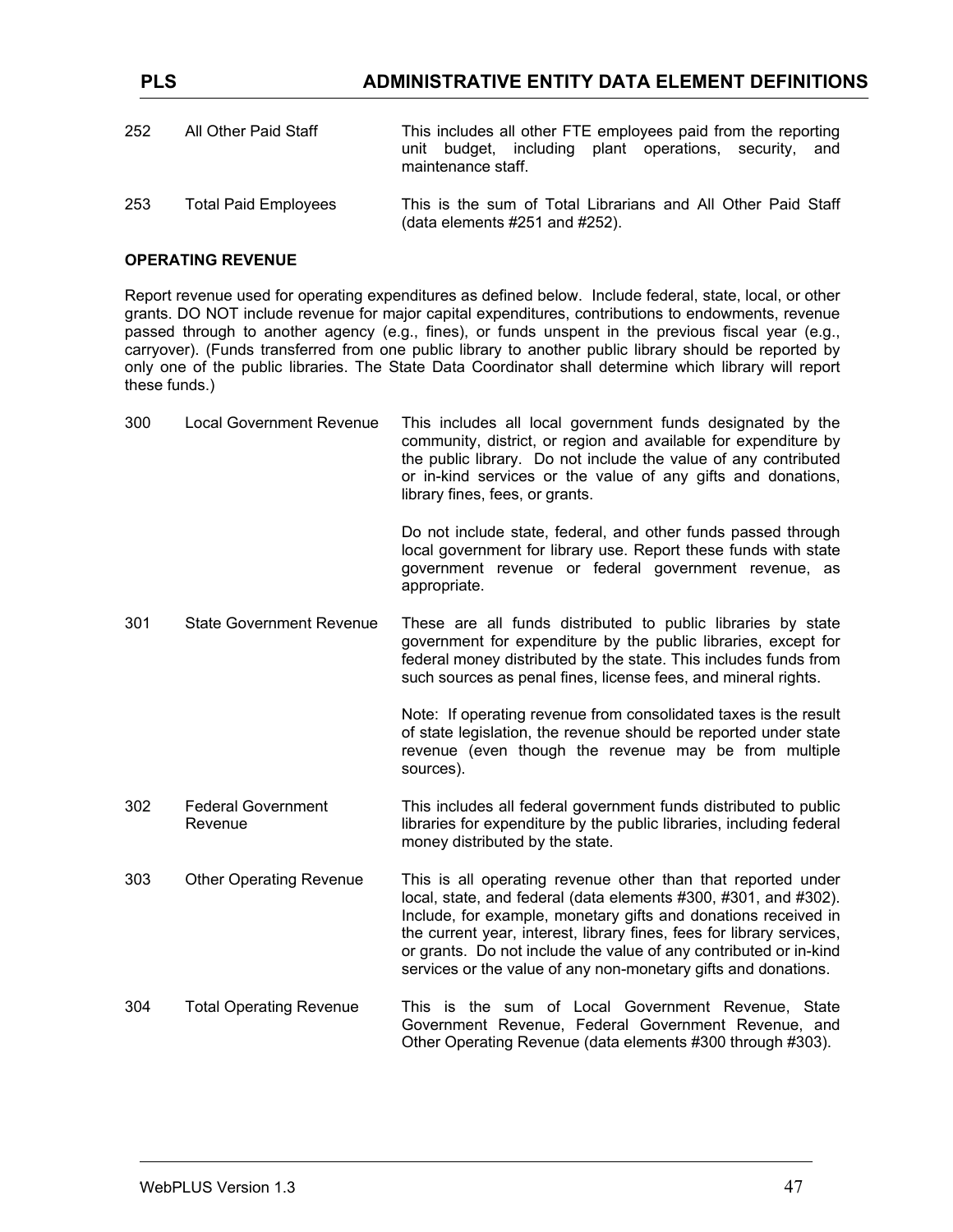| | | |
|---|---|---|
| 252 | All Other Paid Staff | This includes all other FTE employees paid from the reporting unit budget, including plant operations, security, and maintenance staff. |
| 253 | Total Paid Employees | This is the sum of Total Librarians and All Other Paid Staff (data elements #251 and #252). |

**OPERATING REVENUE**

Report revenue used for operating expenditures as defined below. Include federal, state, local, or other grants. DO NOT include revenue for major capital expenditures, contributions to endowments, revenue passed through to another agency (e.g., fines), or funds unspent in the previous fiscal year (e.g., carryover). (Funds transferred from one public library to another public library should be reported by only one of the public libraries. The State Data Coordinator shall determine which library will report these funds.)

| | | |
|---|---|---|
| 300 | Local Government Revenue | This includes all local government funds designated by the community, district, or region and available for expenditure by the public library. Do not include the value of any contributed or in-kind services or the value of any gifts and donations, library fines, fees, or grants.<br><br>Do not include state, federal, and other funds passed through local government for library use. Report these funds with state government revenue or federal government revenue, as appropriate. |
| 301 | State Government Revenue | These are all funds distributed to public libraries by state government for expenditure by the public libraries, except for federal money distributed by the state. This includes funds from such sources as penal fines, license fees, and mineral rights.<br><br>Note: If operating revenue from consolidated taxes is the result of state legislation, the revenue should be reported under state revenue (even though the revenue may be from multiple sources). |
| 302 | Federal Government Revenue | This includes all federal government funds distributed to public libraries for expenditure by the public libraries, including federal money distributed by the state. |
| 303 | Other Operating Revenue | This is all operating revenue other than that reported under local, state, and federal (data elements #300, #301, and #302). Include, for example, monetary gifts and donations received in the current year, interest, library fines, fees for library services, or grants. Do not include the value of any contributed or in-kind services or the value of any non-monetary gifts and donations. |
| 304 | Total Operating Revenue | This is the sum of Local Government Revenue, State Government Revenue, Federal Government Revenue, and Other Operating Revenue (data elements #300 through #303). |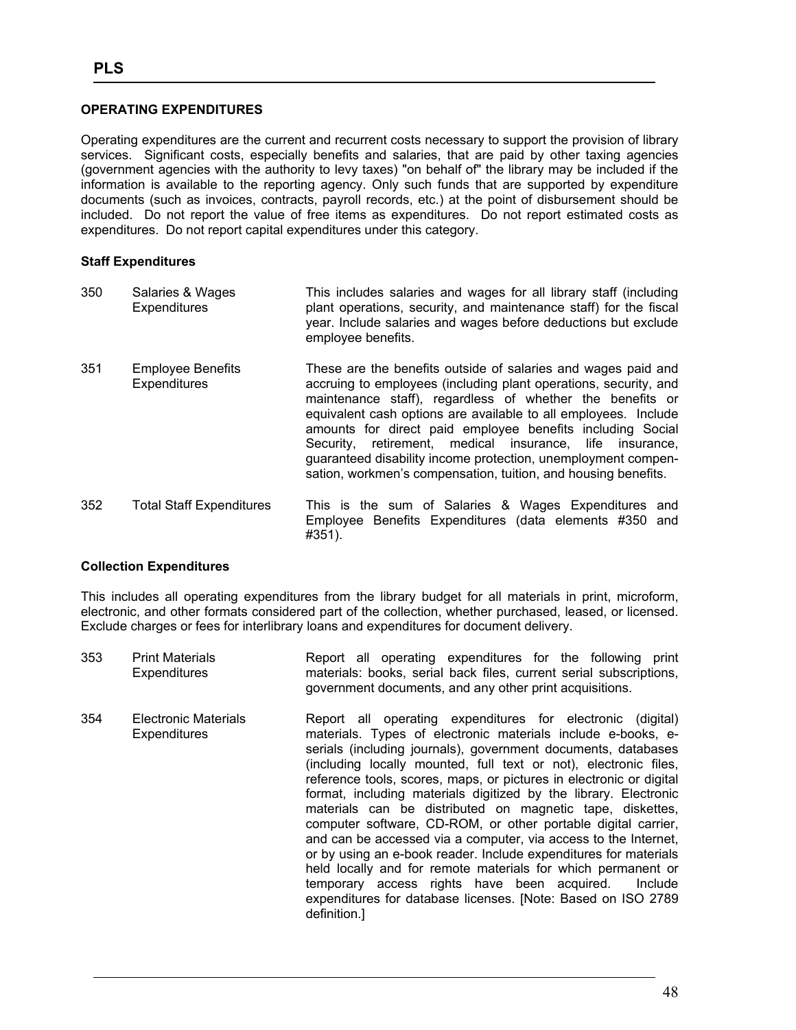## OPERATING EXPENDITURES

Operating expenditures are the current and recurrent costs necessary to support the provision of library services. Significant costs, especially benefits and salaries, that are paid by other taxing agencies (government agencies with the authority to levy taxes) "on behalf of" the library may be included if the information is available to the reporting agency. Only such funds that are supported by expenditure documents (such as invoices, contracts, payroll records, etc.) at the point of disbursement should be included. Do not report the value of free items as expenditures. Do not report estimated costs as expenditures. Do not report capital expenditures under this category.

### Staff Expenditures

| | | |
|---|---|---|
| 350 | Salaries & Wages Expenditures | This includes salaries and wages for all library staff (including plant operations, security, and maintenance staff) for the fiscal year. Include salaries and wages before deductions but exclude employee benefits. |
| 351 | Employee Benefits Expenditures | These are the benefits outside of salaries and wages paid and accruing to employees (including plant operations, security, and maintenance staff), regardless of whether the benefits or equivalent cash options are available to all employees. Include amounts for direct paid employee benefits including Social Security, retirement, medical insurance, life insurance, guaranteed disability income protection, unemployment compensation, workmen's compensation, tuition, and housing benefits. |
| 352 | Total Staff Expenditures | This is the sum of Salaries & Wages Expenditures and Employee Benefits Expenditures (data elements #350 and #351). |

### Collection Expenditures

This includes all operating expenditures from the library budget for all materials in print, microform, electronic, and other formats considered part of the collection, whether purchased, leased, or licensed. Exclude charges or fees for interlibrary loans and expenditures for document delivery.

| | | |
|---|---|---|
| 353 | Print Materials Expenditures | Report all operating expenditures for the following print materials: books, serial back files, current serial subscriptions, government documents, and any other print acquisitions. |
| 354 | Electronic Materials Expenditures | Report all operating expenditures for electronic (digital) materials. Types of electronic materials include e-books, e-serials (including journals), government documents, databases (including locally mounted, full text or not), electronic files, reference tools, scores, maps, or pictures in electronic or digital format, including materials digitized by the library. Electronic materials can be distributed on magnetic tape, diskettes, computer software, CD-ROM, or other portable digital carrier, and can be accessed via a computer, via access to the Internet, or by using an e-book reader. Include expenditures for materials held locally and for remote materials for which permanent or temporary access rights have been acquired. Include expenditures for database licenses. [Note: Based on ISO 2789 definition.] |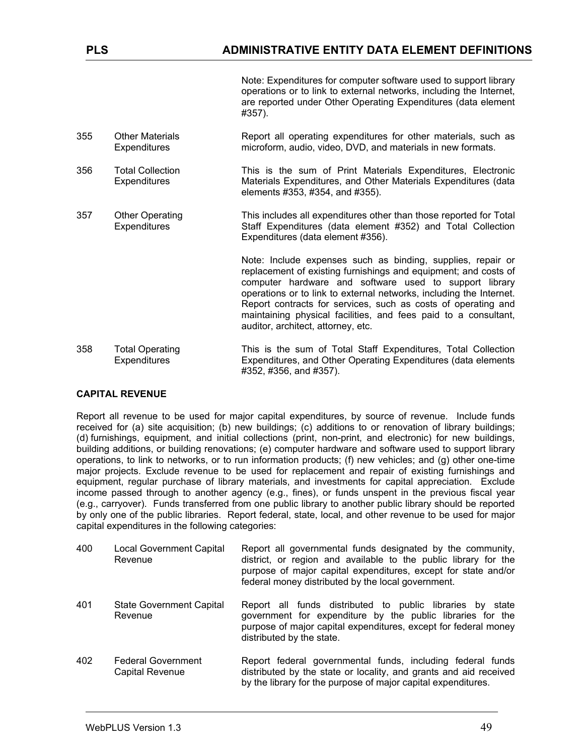| | | Note: Expenditures for computer software used to support library operations or to link to external networks, including the Internet, are reported under Other Operating Expenditures (data element #357). |
|---|---|---|
| 355 | Other Materials Expenditures | Report all operating expenditures for other materials, such as microform, audio, video, DVD, and materials in new formats. |
| 356 | Total Collection Expenditures | This is the sum of Print Materials Expenditures, Electronic Materials Expenditures, and Other Materials Expenditures (data elements #353, #354, and #355). |
| 357 | Other Operating Expenditures | This includes all expenditures other than those reported for Total Staff Expenditures (data element #352) and Total Collection Expenditures (data element #356).<br><br>Note: Include expenses such as binding, supplies, repair or replacement of existing furnishings and equipment; and costs of computer hardware and software used to support library operations or to link to external networks, including the Internet. Report contracts for services, such as costs of operating and maintaining physical facilities, and fees paid to a consultant, auditor, architect, attorney, etc. |
| 358 | Total Operating Expenditures | This is the sum of Total Staff Expenditures, Total Collection Expenditures, and Other Operating Expenditures (data elements #352, #356, and #357). |

**CAPITAL REVENUE**

Report all revenue to be used for major capital expenditures, by source of revenue. Include funds received for (a) site acquisition; (b) new buildings; (c) additions to or renovation of library buildings; (d) furnishings, equipment, and initial collections (print, non-print, and electronic) for new buildings, building additions, or building renovations; (e) computer hardware and software used to support library operations, to link to networks, or to run information products; (f) new vehicles; and (g) other one-time major projects. Exclude revenue to be used for replacement and repair of existing furnishings and equipment, regular purchase of library materials, and investments for capital appreciation. Exclude income passed through to another agency (e.g., fines), or funds unspent in the previous fiscal year (e.g., carryover). Funds transferred from one public library to another public library should be reported by only one of the public libraries. Report federal, state, local, and other revenue to be used for major capital expenditures in the following categories:

| | | |
|---|---|---|
| 400 | Local Government Capital Revenue | Report all governmental funds designated by the community, district, or region and available to the public library for the purpose of major capital expenditures, except for state and/or federal money distributed by the local government. |
| 401 | State Government Capital Revenue | Report all funds distributed to public libraries by state government for expenditure by the public libraries for the purpose of major capital expenditures, except for federal money distributed by the state. |
| 402 | Federal Government Capital Revenue | Report federal governmental funds, including federal funds distributed by the state or locality, and grants and aid received by the library for the purpose of major capital expenditures. |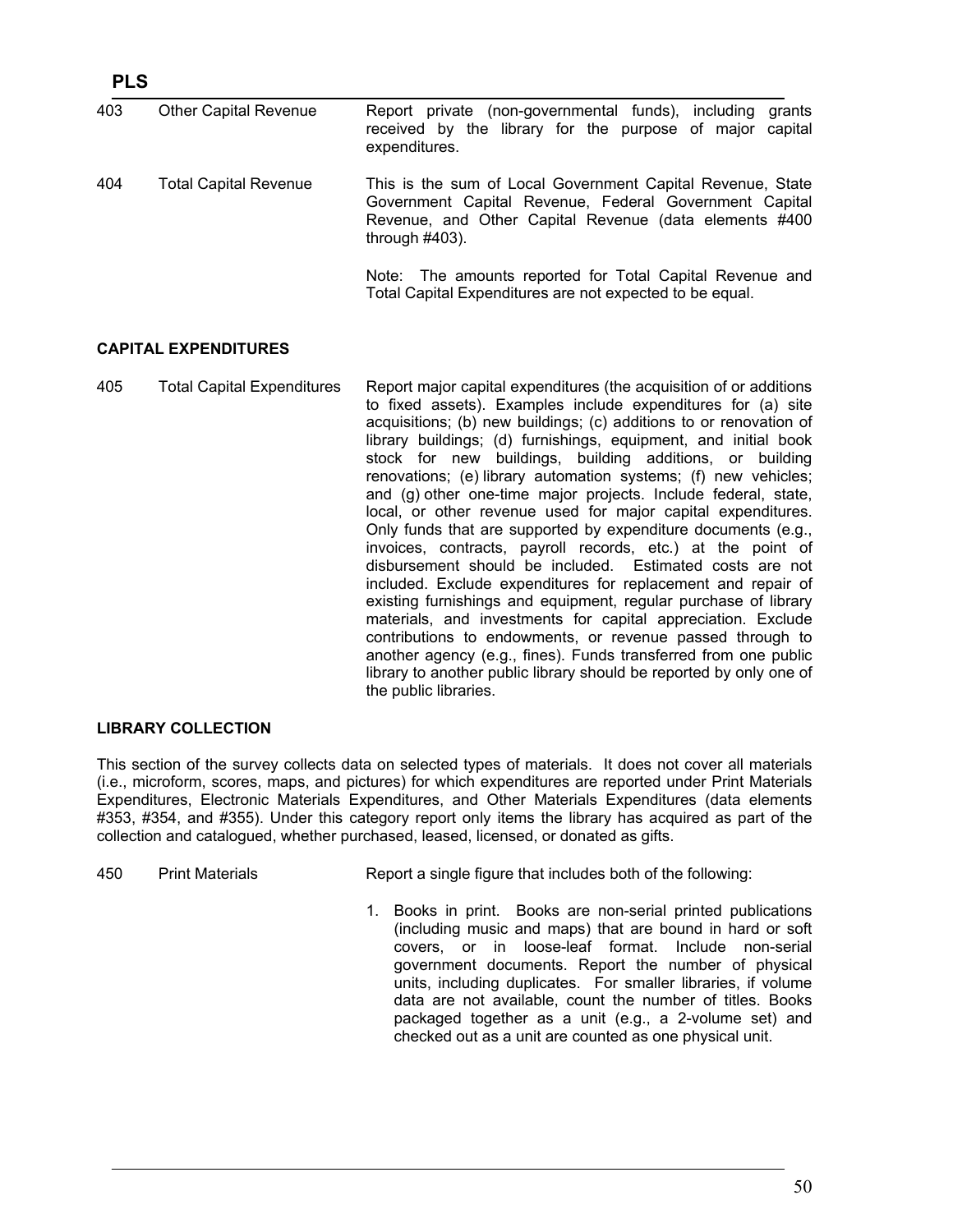| | | |
|---|---|---|
| 403 | Other Capital Revenue | Report private (non-governmental funds), including grants received by the library for the purpose of major capital expenditures. |
| 404 | Total Capital Revenue | This is the sum of Local Government Capital Revenue, State Government Capital Revenue, Federal Government Capital Revenue, and Other Capital Revenue (data elements #400 through #403).<br><br>Note: The amounts reported for Total Capital Revenue and Total Capital Expenditures are not expected to be equal. |

**CAPITAL EXPENDITURES**

| | | |
|---|---|---|
| 405 | Total Capital Expenditures | Report major capital expenditures (the acquisition of or additions to fixed assets). Examples include expenditures for (a) site acquisitions; (b) new buildings; (c) additions to or renovation of library buildings; (d) furnishings, equipment, and initial book stock for new buildings, building additions, or building renovations; (e) library automation systems; (f) new vehicles; and (g) other one-time major projects. Include federal, state, local, or other revenue used for major capital expenditures. Only funds that are supported by expenditure documents (e.g., invoices, contracts, payroll records, etc.) at the point of disbursement should be included. Estimated costs are not included. Exclude expenditures for replacement and repair of existing furnishings and equipment, regular purchase of library materials, and investments for capital appreciation. Exclude contributions to endowments, or revenue passed through to another agency (e.g., fines). Funds transferred from one public library to another public library should be reported by only one of the public libraries. |

**LIBRARY COLLECTION**

This section of the survey collects data on selected types of materials. It does not cover all materials (i.e., microform, scores, maps, and pictures) for which expenditures are reported under Print Materials Expenditures, Electronic Materials Expenditures, and Other Materials Expenditures (data elements #353, #354, and #355). Under this category report only items the library has acquired as part of the collection and catalogued, whether purchased, leased, licensed, or donated as gifts.

| | | |
|---|---|---|
| 450 | Print Materials | Report a single figure that includes both of the following:<br><br>1. Books in print. Books are non-serial printed publications (including music and maps) that are bound in hard or soft covers, or in loose-leaf format. Include non-serial government documents. Report the number of physical units, including duplicates. For smaller libraries, if volume data are not available, count the number of titles. Books packaged together as a unit (e.g., a 2-volume set) and checked out as a unit are counted as one physical unit. |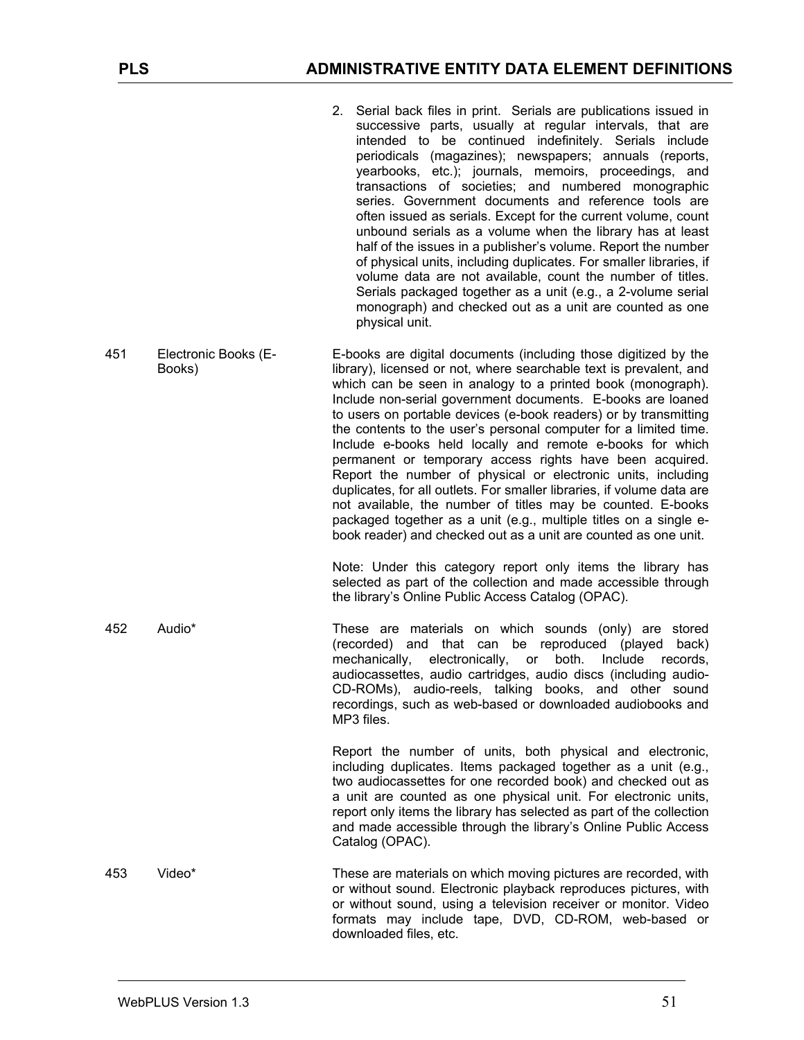2. Serial back files in print. Serials are publications issued in successive parts, usually at regular intervals, that are intended to be continued indefinitely. Serials include periodicals (magazines); newspapers; annuals (reports, yearbooks, etc.); journals, memoirs, proceedings, and transactions of societies; and numbered monographic series. Government documents and reference tools are often issued as serials. Except for the current volume, count unbound serials as a volume when the library has at least half of the issues in a publisher's volume. Report the number of physical units, including duplicates. For smaller libraries, if volume data are not available, count the number of titles. Serials packaged together as a unit (e.g., a 2-volume serial monograph) and checked out as a unit are counted as one physical unit.

| | | |
|---|---|---|
| 451 | Electronic Books (E-Books) | E-books are digital documents (including those digitized by the library), licensed or not, where searchable text is prevalent, and which can be seen in analogy to a printed book (monograph). Include non-serial government documents. E-books are loaned to users on portable devices (e-book readers) or by transmitting the contents to the user's personal computer for a limited time. Include e-books held locally and remote e-books for which permanent or temporary access rights have been acquired. Report the number of physical or electronic units, including duplicates, for all outlets. For smaller libraries, if volume data are not available, the number of titles may be counted. E-books packaged together as a unit (e.g., multiple titles on a single e-book reader) and checked out as a unit are counted as one unit.<br><br>Note: Under this category report only items the library has selected as part of the collection and made accessible through the library's Online Public Access Catalog (OPAC). |
| 452 | Audio* | These are materials on which sounds (only) are stored (recorded) and that can be reproduced (played back) mechanically, electronically, or both. Include records, audiocassettes, audio cartridges, audio discs (including audio-CD-ROMs), audio-reels, talking books, and other sound recordings, such as web-based or downloaded audiobooks and MP3 files.<br><br>Report the number of units, both physical and electronic, including duplicates. Items packaged together as a unit (e.g., two audiocassettes for one recorded book) and checked out as a unit are counted as one physical unit. For electronic units, report only items the library has selected as part of the collection and made accessible through the library's Online Public Access Catalog (OPAC). |
| 453 | Video* | These are materials on which moving pictures are recorded, with or without sound. Electronic playback reproduces pictures, with or without sound, using a television receiver or monitor. Video formats may include tape, DVD, CD-ROM, web-based or downloaded files, etc. |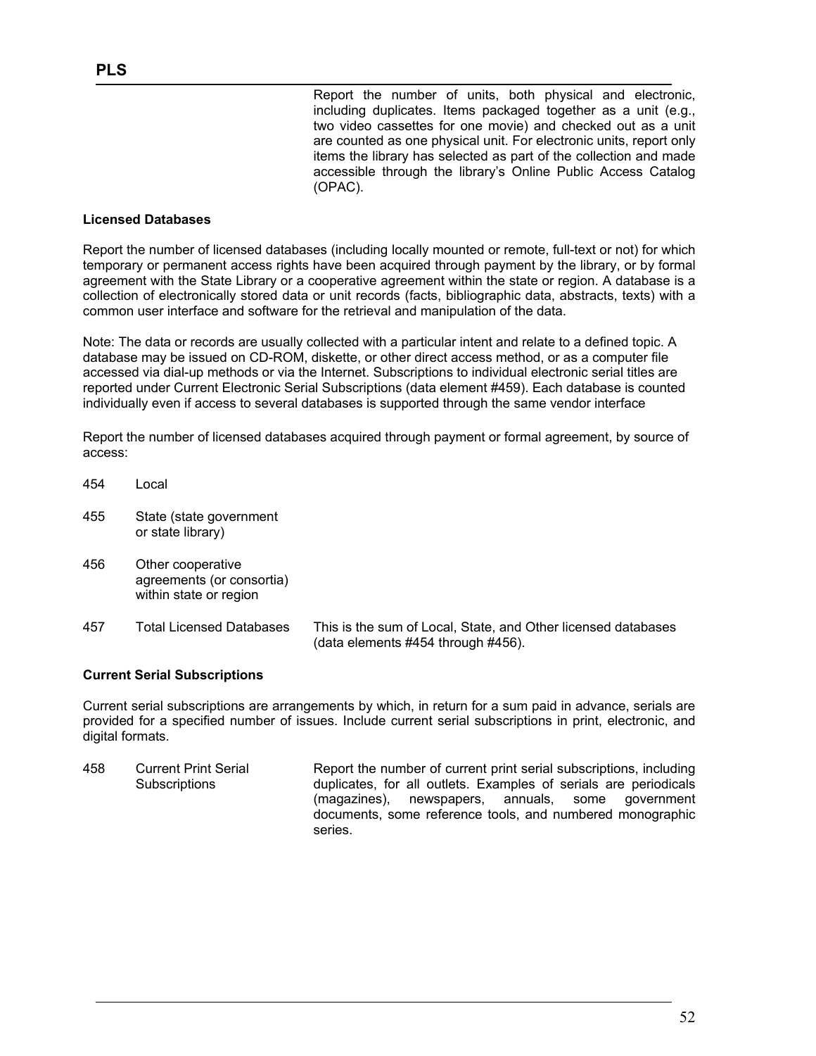Report the number of units, both physical and electronic, including duplicates. Items packaged together as a unit (e.g., two video cassettes for one movie) and checked out as a unit are counted as one physical unit. For electronic units, report only items the library has selected as part of the collection and made accessible through the library's Online Public Access Catalog (OPAC).

**Licensed Databases**

Report the number of licensed databases (including locally mounted or remote, full-text or not) for which temporary or permanent access rights have been acquired through payment by the library, or by formal agreement with the State Library or a cooperative agreement within the state or region. A database is a collection of electronically stored data or unit records (facts, bibliographic data, abstracts, texts) with a common user interface and software for the retrieval and manipulation of the data.

Note: The data or records are usually collected with a particular intent and relate to a defined topic. A database may be issued on CD-ROM, diskette, or other direct access method, or as a computer file accessed via dial-up methods or via the Internet. Subscriptions to individual electronic serial titles are reported under Current Electronic Serial Subscriptions (data element #459). Each database is counted individually even if access to several databases is supported through the same vendor interface

Report the number of licensed databases acquired through payment or formal agreement, by source of access:

454 Local

455 State (state government or state library)

456 Other cooperative agreements (or consortia) within state or region

457 Total Licensed Databases — This is the sum of Local, State, and Other licensed databases (data elements #454 through #456).

**Current Serial Subscriptions**

Current serial subscriptions are arrangements by which, in return for a sum paid in advance, serials are provided for a specified number of issues. Include current serial subscriptions in print, electronic, and digital formats.

458 Current Print Serial Subscriptions — Report the number of current print serial subscriptions, including duplicates, for all outlets. Examples of serials are periodicals (magazines), newspapers, annuals, some government documents, some reference tools, and numbered monographic series.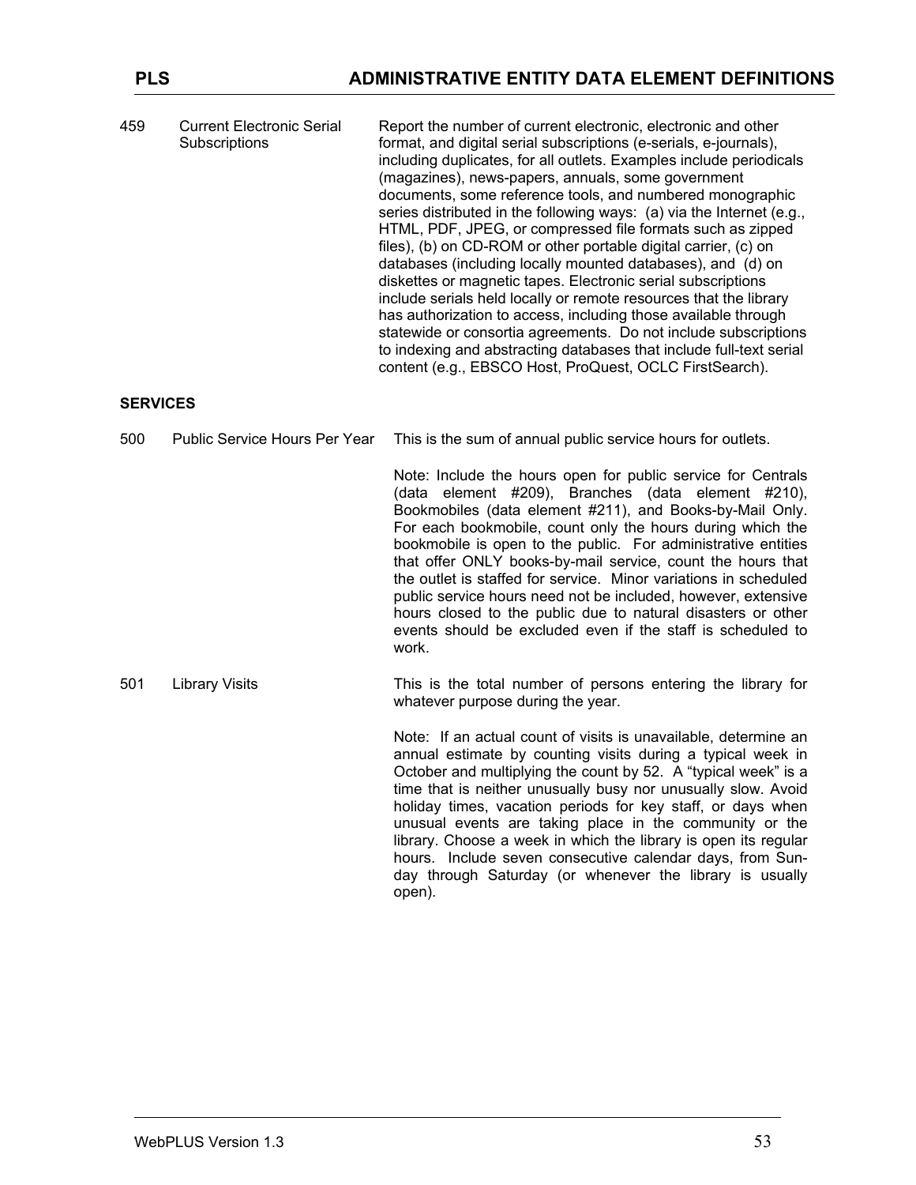459 Current Electronic Serial Subscriptions

Report the number of current electronic, electronic and other format, and digital serial subscriptions (e-serials, e-journals), including duplicates, for all outlets. Examples include periodicals (magazines), news-papers, annuals, some government documents, some reference tools, and numbered monographic series distributed in the following ways: (a) via the Internet (e.g., HTML, PDF, JPEG, or compressed file formats such as zipped files), (b) on CD-ROM or other portable digital carrier, (c) on databases (including locally mounted databases), and (d) on diskettes or magnetic tapes. Electronic serial subscriptions include serials held locally or remote resources that the library has authorization to access, including those available through statewide or consortia agreements. Do not include subscriptions to indexing and abstracting databases that include full-text serial content (e.g., EBSCO Host, ProQuest, OCLC FirstSearch).

**SERVICES**

500 Public Service Hours Per Year

This is the sum of annual public service hours for outlets.

Note: Include the hours open for public service for Centrals (data element #209), Branches (data element #210), Bookmobiles (data element #211), and Books-by-Mail Only. For each bookmobile, count only the hours during which the bookmobile is open to the public. For administrative entities that offer ONLY books-by-mail service, count the hours that the outlet is staffed for service. Minor variations in scheduled public service hours need not be included, however, extensive hours closed to the public due to natural disasters or other events should be excluded even if the staff is scheduled to work.

501 Library Visits

This is the total number of persons entering the library for whatever purpose during the year.

Note: If an actual count of visits is unavailable, determine an annual estimate by counting visits during a typical week in October and multiplying the count by 52. A "typical week" is a time that is neither unusually busy nor unusually slow. Avoid holiday times, vacation periods for key staff, or days when unusual events are taking place in the community or the library. Choose a week in which the library is open its regular hours. Include seven consecutive calendar days, from Sunday through Saturday (or whenever the library is usually open).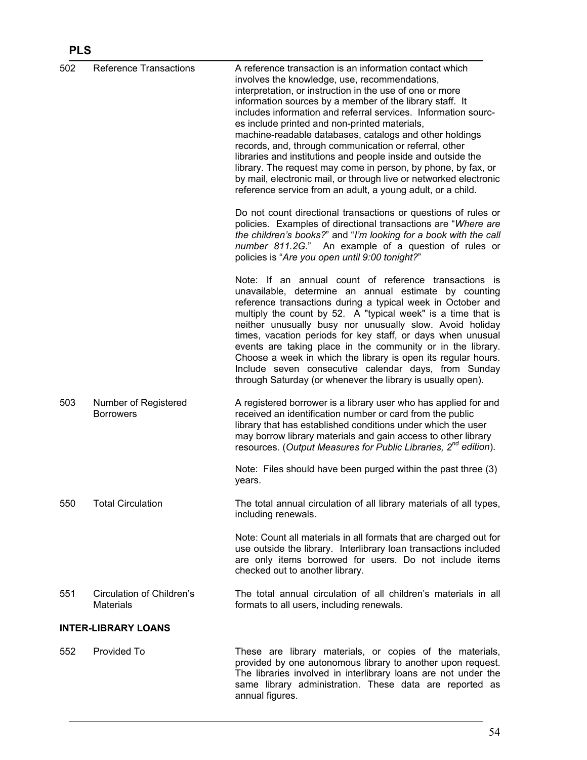| | | |
|---|---|---|
| 502 | Reference Transactions | A reference transaction is an information contact which involves the knowledge, use, recommendations, interpretation, or instruction in the use of one or more information sources by a member of the library staff. It includes information and referral services. Information sources include printed and non-printed materials, machine-readable databases, catalogs and other holdings records, and, through communication or referral, other libraries and institutions and people inside and outside the library. The request may come in person, by phone, by fax, or by mail, electronic mail, or through live or networked electronic reference service from an adult, a young adult, or a child.<br><br>Do not count directional transactions or questions of rules or policies. Examples of directional transactions are "*Where are the children's books?*" and "*I'm looking for a book with the call number 811.2G.*" An example of a question of rules or policies is "*Are you open until 9:00 tonight?*"<br><br>Note: If an annual count of reference transactions is unavailable, determine an annual estimate by counting reference transactions during a typical week in October and multiply the count by 52. A "typical week" is a time that is neither unusually busy nor unusually slow. Avoid holiday times, vacation periods for key staff, or days when unusual events are taking place in the community or in the library. Choose a week in which the library is open its regular hours. Include seven consecutive calendar days, from Sunday through Saturday (or whenever the library is usually open). |
| 503 | Number of Registered Borrowers | A registered borrower is a library user who has applied for and received an identification number or card from the public library that has established conditions under which the user may borrow library materials and gain access to other library resources. (*Output Measures for Public Libraries, 2nd edition*).<br><br>Note: Files should have been purged within the past three (3) years. |
| 550 | Total Circulation | The total annual circulation of all library materials of all types, including renewals.<br><br>Note: Count all materials in all formats that are charged out for use outside the library. Interlibrary loan transactions included are only items borrowed for users. Do not include items checked out to another library. |
| 551 | Circulation of Children's Materials | The total annual circulation of all children's materials in all formats to all users, including renewals. |

**INTER-LIBRARY LOANS**

| | | |
|---|---|---|
| 552 | Provided To | These are library materials, or copies of the materials, provided by one autonomous library to another upon request. The libraries involved in interlibrary loans are not under the same library administration. These data are reported as annual figures. |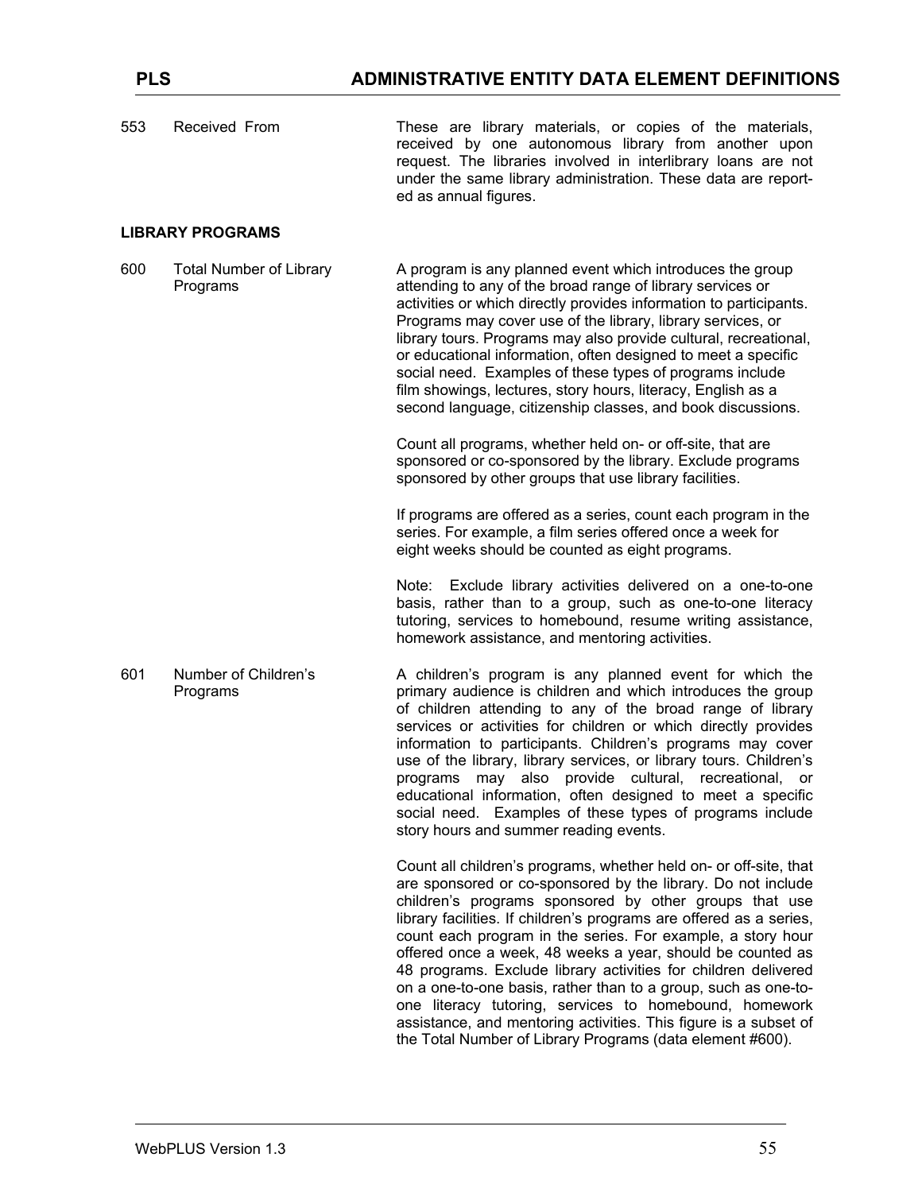| | | |
|---|---|---|
| 553 | Received From | These are library materials, or copies of the materials, received by one autonomous library from another upon request. The libraries involved in interlibrary loans are not under the same library administration. These data are reported as annual figures. |

**LIBRARY PROGRAMS**

600 Total Number of Library Programs

A program is any planned event which introduces the group attending to any of the broad range of library services or activities or which directly provides information to participants. Programs may cover use of the library, library services, or library tours. Programs may also provide cultural, recreational, or educational information, often designed to meet a specific social need. Examples of these types of programs include film showings, lectures, story hours, literacy, English as a second language, citizenship classes, and book discussions.

Count all programs, whether held on- or off-site, that are sponsored or co-sponsored by the library. Exclude programs sponsored by other groups that use library facilities.

If programs are offered as a series, count each program in the series. For example, a film series offered once a week for eight weeks should be counted as eight programs.

Note: Exclude library activities delivered on a one-to-one basis, rather than to a group, such as one-to-one literacy tutoring, services to homebound, resume writing assistance, homework assistance, and mentoring activities.

601 Number of Children's Programs

A children's program is any planned event for which the primary audience is children and which introduces the group of children attending to any of the broad range of library services or activities for children or which directly provides information to participants. Children's programs may cover use of the library, library services, or library tours. Children's programs may also provide cultural, recreational, or educational information, often designed to meet a specific social need. Examples of these types of programs include story hours and summer reading events.

Count all children's programs, whether held on- or off-site, that are sponsored or co-sponsored by the library. Do not include children's programs sponsored by other groups that use library facilities. If children's programs are offered as a series, count each program in the series. For example, a story hour offered once a week, 48 weeks a year, should be counted as 48 programs. Exclude library activities for children delivered on a one-to-one basis, rather than to a group, such as one-to-one literacy tutoring, services to homebound, homework assistance, and mentoring activities. This figure is a subset of the Total Number of Library Programs (data element #600).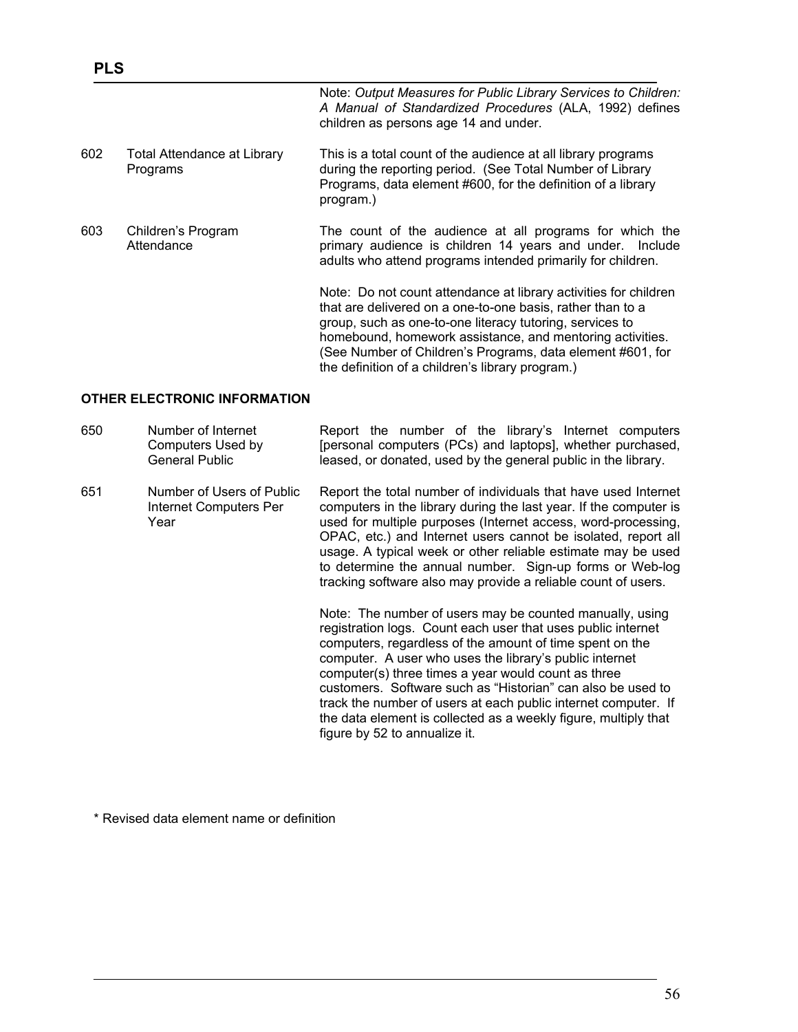| | | |
|---|---|---|
| | | Note: *Output Measures for Public Library Services to Children: A Manual of Standardized Procedures* (ALA, 1992) defines children as persons age 14 and under. |
| 602 | Total Attendance at Library Programs | This is a total count of the audience at all library programs during the reporting period. (See Total Number of Library Programs, data element #600, for the definition of a library program.) |
| 603 | Children's Program Attendance | The count of the audience at all programs for which the primary audience is children 14 years and under. Include adults who attend programs intended primarily for children.<br><br>Note: Do not count attendance at library activities for children that are delivered on a one-to-one basis, rather than to a group, such as one-to-one literacy tutoring, services to homebound, homework assistance, and mentoring activities. (See Number of Children's Programs, data element #601, for the definition of a children's library program.) |

**OTHER ELECTRONIC INFORMATION**

| | | |
|---|---|---|
| 650 | Number of Internet Computers Used by General Public | Report the number of the library's Internet computers [personal computers (PCs) and laptops], whether purchased, leased, or donated, used by the general public in the library. |
| 651 | Number of Users of Public Internet Computers Per Year | Report the total number of individuals that have used Internet computers in the library during the last year. If the computer is used for multiple purposes (Internet access, word-processing, OPAC, etc.) and Internet users cannot be isolated, report all usage. A typical week or other reliable estimate may be used to determine the annual number. Sign-up forms or Web-log tracking software also may provide a reliable count of users.<br><br>Note: The number of users may be counted manually, using registration logs. Count each user that uses public internet computers, regardless of the amount of time spent on the computer. A user who uses the library's public internet computer(s) three times a year would count as three customers. Software such as "Historian" can also be used to track the number of users at each public internet computer. If the data element is collected as a weekly figure, multiply that figure by 52 to annualize it. |

* Revised data element name or definition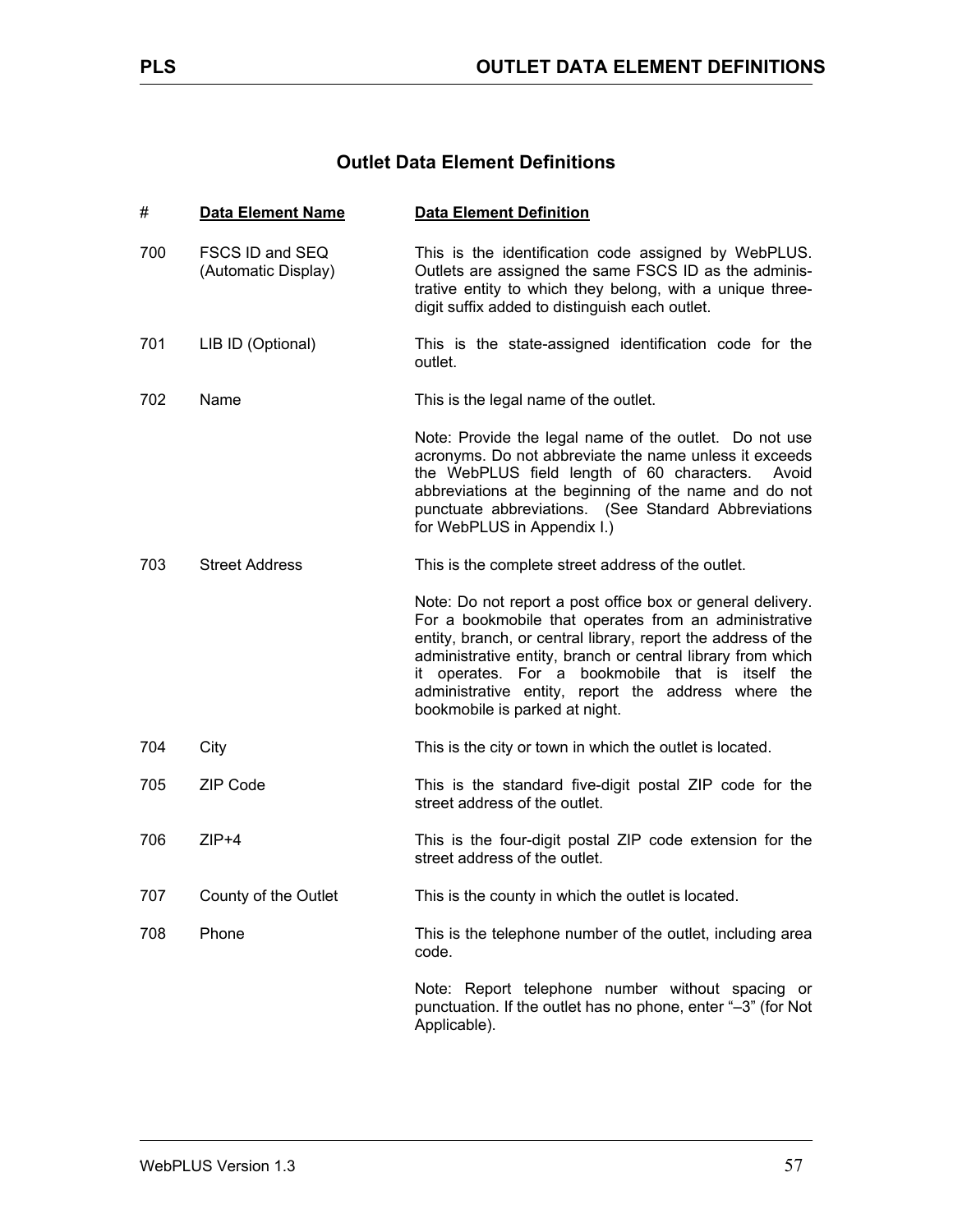## Outlet Data Element Definitions

| # | Data Element Name | Data Element Definition |
|---|---|---|
| 700 | FSCS ID and SEQ (Automatic Display) | This is the identification code assigned by WebPLUS. Outlets are assigned the same FSCS ID as the administrative entity to which they belong, with a unique three-digit suffix added to distinguish each outlet. |
| 701 | LIB ID (Optional) | This is the state-assigned identification code for the outlet. |
| 702 | Name | This is the legal name of the outlet.<br><br>Note: Provide the legal name of the outlet. Do not use acronyms. Do not abbreviate the name unless it exceeds the WebPLUS field length of 60 characters. Avoid abbreviations at the beginning of the name and do not punctuate abbreviations. (See Standard Abbreviations for WebPLUS in Appendix I.) |
| 703 | Street Address | This is the complete street address of the outlet.<br><br>Note: Do not report a post office box or general delivery. For a bookmobile that operates from an administrative entity, branch, or central library, report the address of the administrative entity, branch or central library from which it operates. For a bookmobile that is itself the administrative entity, report the address where the bookmobile is parked at night. |
| 704 | City | This is the city or town in which the outlet is located. |
| 705 | ZIP Code | This is the standard five-digit postal ZIP code for the street address of the outlet. |
| 706 | ZIP+4 | This is the four-digit postal ZIP code extension for the street address of the outlet. |
| 707 | County of the Outlet | This is the county in which the outlet is located. |
| 708 | Phone | This is the telephone number of the outlet, including area code.<br><br>Note: Report telephone number without spacing or punctuation. If the outlet has no phone, enter "–3" (for Not Applicable). |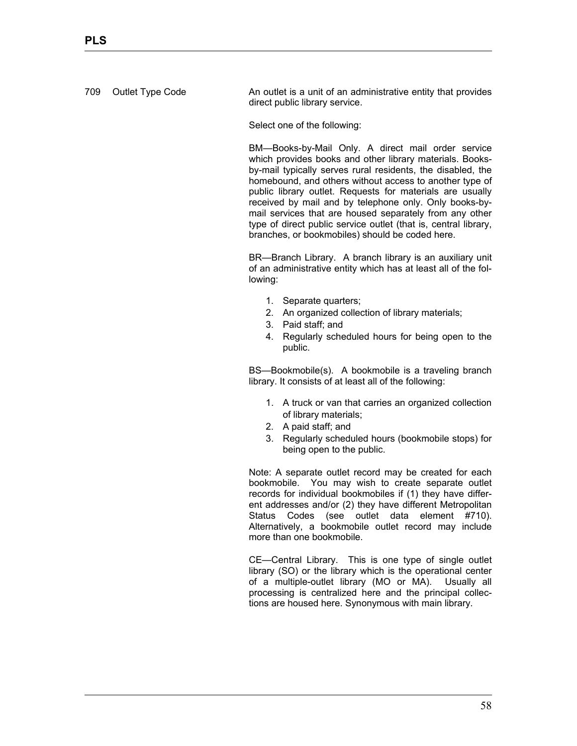709 Outlet Type Code

An outlet is a unit of an administrative entity that provides direct public library service.

Select one of the following:

BM—Books-by-Mail Only. A direct mail order service which provides books and other library materials. Books-by-mail typically serves rural residents, the disabled, the homebound, and others without access to another type of public library outlet. Requests for materials are usually received by mail and by telephone only. Only books-by-mail services that are housed separately from any other type of direct public service outlet (that is, central library, branches, or bookmobiles) should be coded here.

BR—Branch Library. A branch library is an auxiliary unit of an administrative entity which has at least all of the following:

1. Separate quarters;
2. An organized collection of library materials;
3. Paid staff; and
4. Regularly scheduled hours for being open to the public.

BS—Bookmobile(s). A bookmobile is a traveling branch library. It consists of at least all of the following:

1. A truck or van that carries an organized collection of library materials;
2. A paid staff; and
3. Regularly scheduled hours (bookmobile stops) for being open to the public.

Note: A separate outlet record may be created for each bookmobile. You may wish to create separate outlet records for individual bookmobiles if (1) they have different addresses and/or (2) they have different Metropolitan Status Codes (see outlet data element #710). Alternatively, a bookmobile outlet record may include more than one bookmobile.

CE—Central Library. This is one type of single outlet library (SO) or the library which is the operational center of a multiple-outlet library (MO or MA). Usually all processing is centralized here and the principal collections are housed here. Synonymous with main library.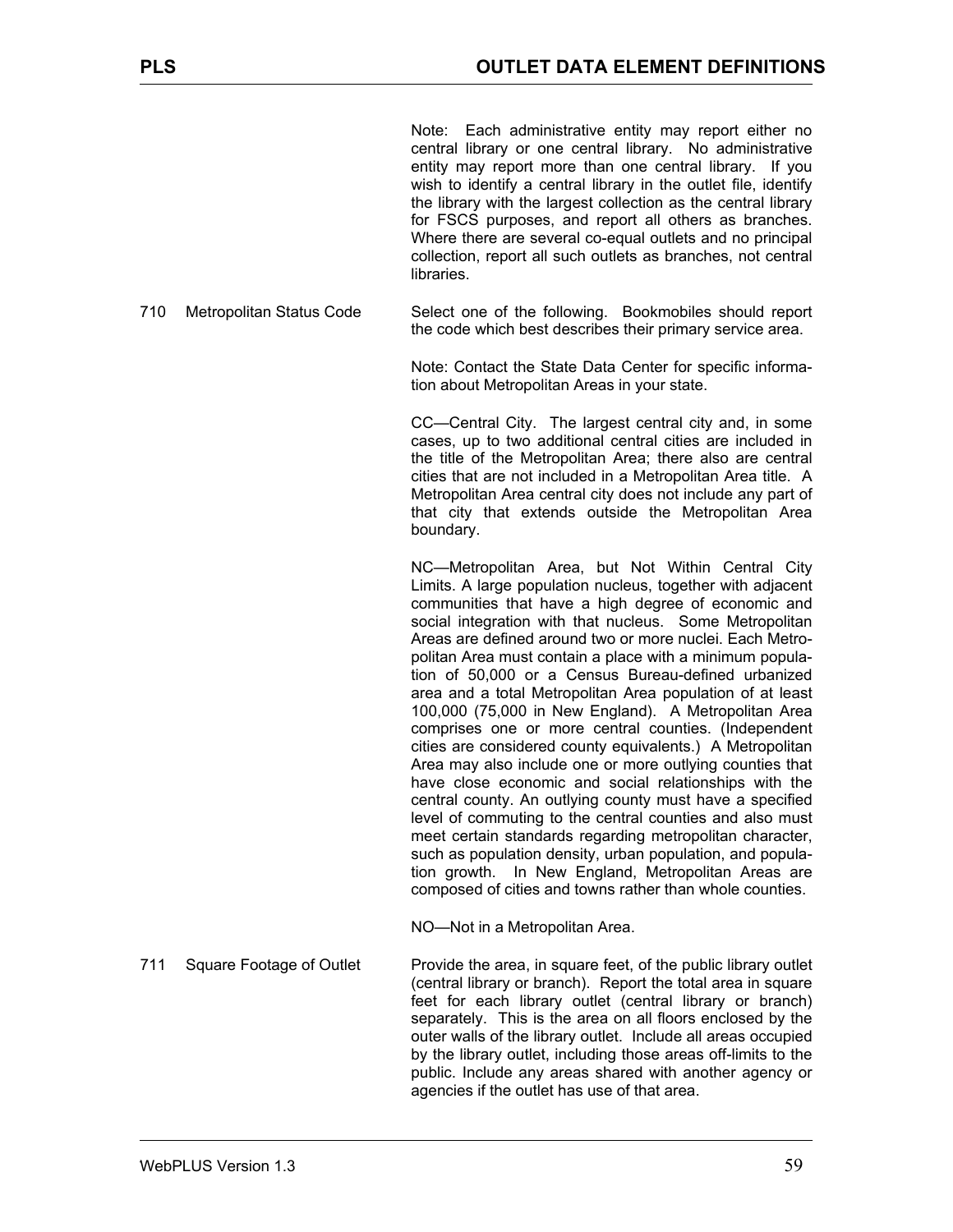Note: Each administrative entity may report either no central library or one central library. No administrative entity may report more than one central library. If you wish to identify a central library in the outlet file, identify the library with the largest collection as the central library for FSCS purposes, and report all others as branches. Where there are several co-equal outlets and no principal collection, report all such outlets as branches, not central libraries.

| | | |
|---|---|---|
| 710 | Metropolitan Status Code | Select one of the following. Bookmobiles should report the code which best describes their primary service area.<br><br>Note: Contact the State Data Center for specific information about Metropolitan Areas in your state.<br><br>CC—Central City. The largest central city and, in some cases, up to two additional central cities are included in the title of the Metropolitan Area; there also are central cities that are not included in a Metropolitan Area title. A Metropolitan Area central city does not include any part of that city that extends outside the Metropolitan Area boundary.<br><br>NC—Metropolitan Area, but Not Within Central City Limits. A large population nucleus, together with adjacent communities that have a high degree of economic and social integration with that nucleus. Some Metropolitan Areas are defined around two or more nuclei. Each Metropolitan Area must contain a place with a minimum population of 50,000 or a Census Bureau-defined urbanized area and a total Metropolitan Area population of at least 100,000 (75,000 in New England). A Metropolitan Area comprises one or more central counties. (Independent cities are considered county equivalents.) A Metropolitan Area may also include one or more outlying counties that have close economic and social relationships with the central county. An outlying county must have a specified level of commuting to the central counties and also must meet certain standards regarding metropolitan character, such as population density, urban population, and population growth. In New England, Metropolitan Areas are composed of cities and towns rather than whole counties.<br><br>NO—Not in a Metropolitan Area. |
| 711 | Square Footage of Outlet | Provide the area, in square feet, of the public library outlet (central library or branch). Report the total area in square feet for each library outlet (central library or branch) separately. This is the area on all floors enclosed by the outer walls of the library outlet. Include all areas occupied by the library outlet, including those areas off-limits to the public. Include any areas shared with another agency or agencies if the outlet has use of that area. |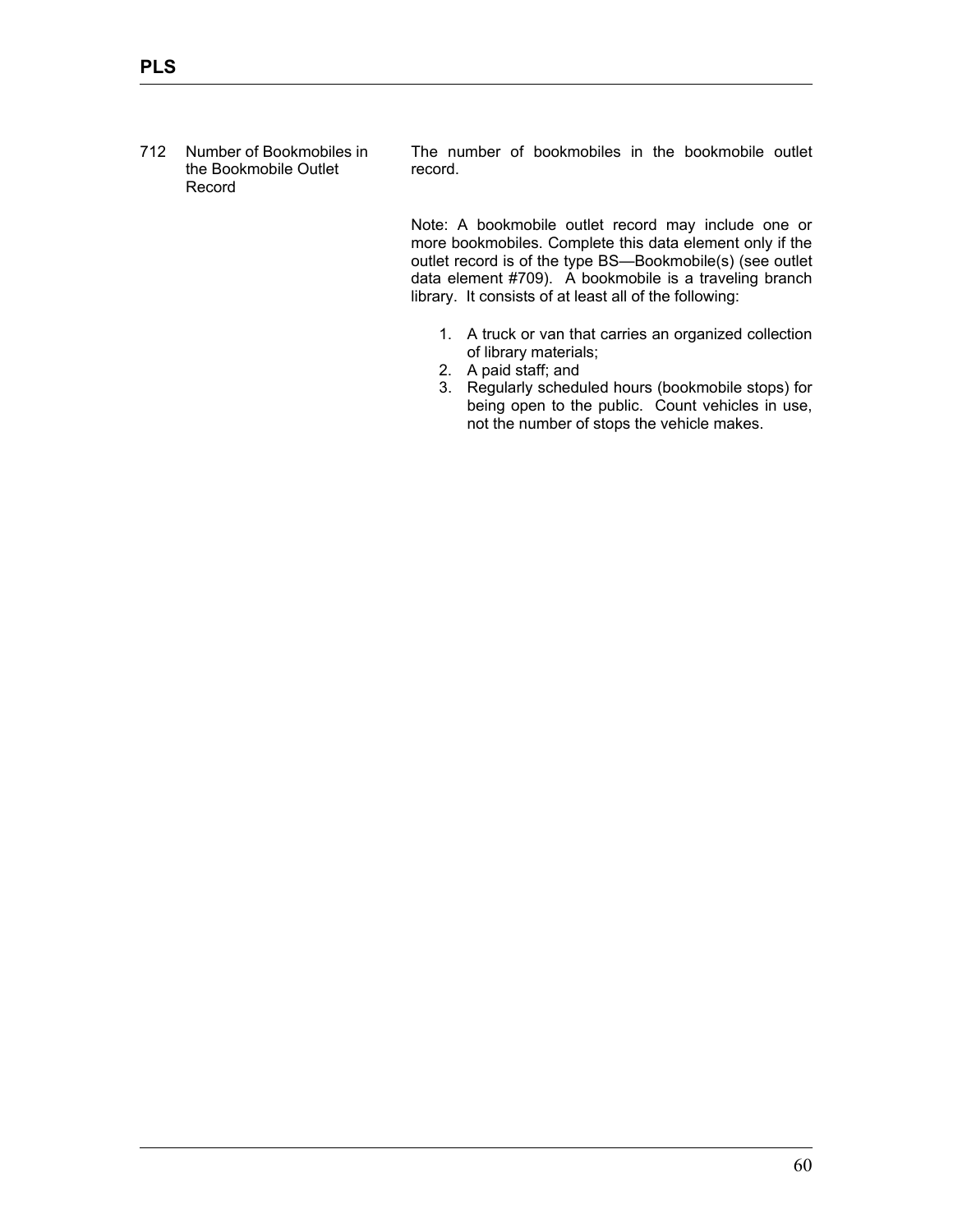712 Number of Bookmobiles in the Bookmobile Outlet Record

The number of bookmobiles in the bookmobile outlet record.

Note: A bookmobile outlet record may include one or more bookmobiles. Complete this data element only if the outlet record is of the type BS—Bookmobile(s) (see outlet data element #709). A bookmobile is a traveling branch library. It consists of at least all of the following:

1. A truck or van that carries an organized collection of library materials;
2. A paid staff; and
3. Regularly scheduled hours (bookmobile stops) for being open to the public. Count vehicles in use, not the number of stops the vehicle makes.